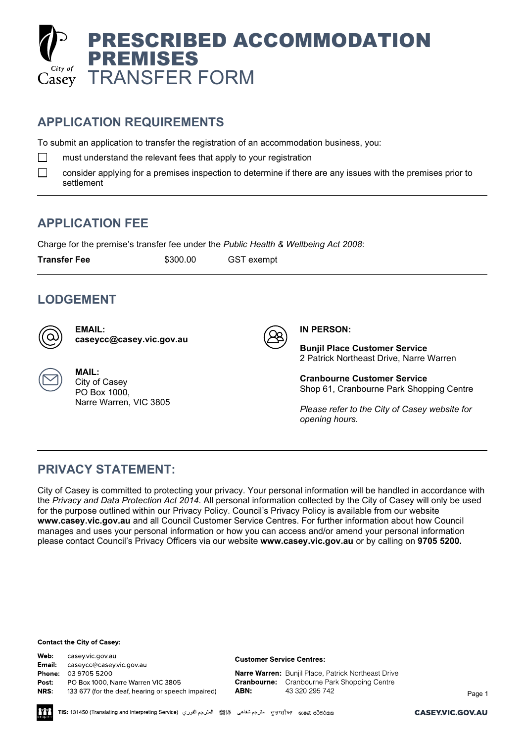# PRESCRIBED ACCOMMODATION PREMISES TRANSFER FORM

## APPLICATION REQUIREMENTS

To submit an application to transfer the registration of an accommodation business, you:

- ☐ must understand the relevant fees that apply to your registration
- ☐ consider applying for a premises inspection to determine if there are any issues with the premises prior to settlement

## APPLICATION FEE

Charge for the premise's transfer fee under the *Public Health & Wellbeing Act 2008*:

| **Transfer Fee** | $300.00 | GST exempt |
|---|---|---|

## LODGEMENT

**EMAIL:**
**caseycc@casey.vic.gov.au**

**MAIL:**
City of Casey
PO Box 1000,
Narre Warren, VIC 3805

**IN PERSON:**

**Bunjil Place Customer Service**
2 Patrick Northeast Drive, Narre Warren

**Cranbourne Customer Service**
Shop 61, Cranbourne Park Shopping Centre

*Please refer to the City of Casey website for opening hours.*

## PRIVACY STATEMENT:

City of Casey is committed to protecting your privacy. Your personal information will be handled in accordance with the *Privacy and Data Protection Act 2014*. All personal information collected by the City of Casey will only be used for the purpose outlined within our Privacy Policy. Council's Privacy Policy is available from our website **www.casey.vic.gov.au** and all Council Customer Service Centres. For further information about how Council manages and uses your personal information or how you can access and/or amend your personal information please contact Council's Privacy Officers via our website **www.casey.vic.gov.au** or by calling on **9705 5200.**

**Contact the City of Casey:**

**Web:** casey.vic.gov.au
**Email:** caseycc@casey.vic.gov.au
**Phone:** 03 9705 5200
**Post:** PO Box 1000, Narre Warren VIC 3805
**NRS:** 133 677 (for the deaf, hearing or speech impaired)

**Customer Service Centres:**

**Narre Warren:** Bunjil Place, Patrick Northeast Drive
**Cranbourne:** Cranbourne Park Shopping Centre
**ABN:** 43 320 295 742

**TIS:** 131450 (Translating and Interpreting Service) المترجم الفوري 翻译 مترجم شفاهی ਦੁਭਾਸ਼ੀਆ භාෂා පරිවර්තක

CASEY.VIC.GOV.AU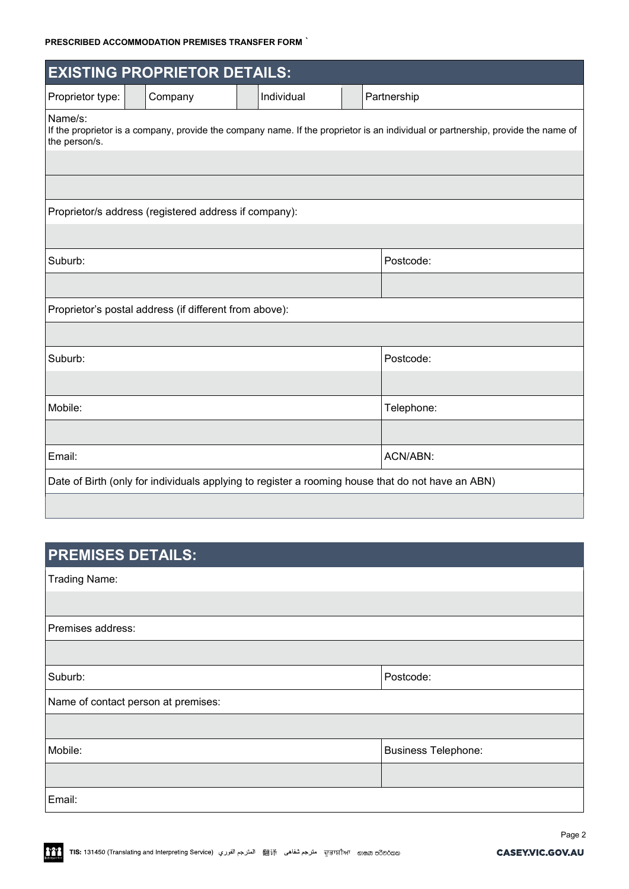PRESCRIBED ACCOMMODATION PREMISES TRANSFER FORM

## EXISTING PROPRIETOR DETAILS:

| Proprietor type: | | Company | | Individual | | Partnership |
|---|---|---|---|---|---|---|

Name/s:
If the proprietor is a company, provide the company name. If the proprietor is an individual or partnership, provide the name of the person/s.

| | |
|---|---|
| Proprietor/s address (registered address if company): | |
| | |
| Suburb: | Postcode: |
| | |
| Proprietor's postal address (if different from above): | |
| | |
| Suburb: | Postcode: |
| | |
| Mobile: | Telephone: |
| | |
| Email: | ACN/ABN: |
| Date of Birth (only for individuals applying to register a rooming house that do not have an ABN) | |
| | |

## PREMISES DETAILS:

| | |
|---|---|
| Trading Name: | |
| | |
| Premises address: | |
| | |
| Suburb: | Postcode: |
| Name of contact person at premises: | |
| | |
| Mobile: | Business Telephone: |
| | |
| Email: | |

TIS: 131450 (Translating and Interpreting Service) المترجم الفوري 翻译 مترجم شفاهی ਦੁਭਾਸ਼ੀਆ භාෂා පරිවර්තක

CASEY.VIC.GOV.AU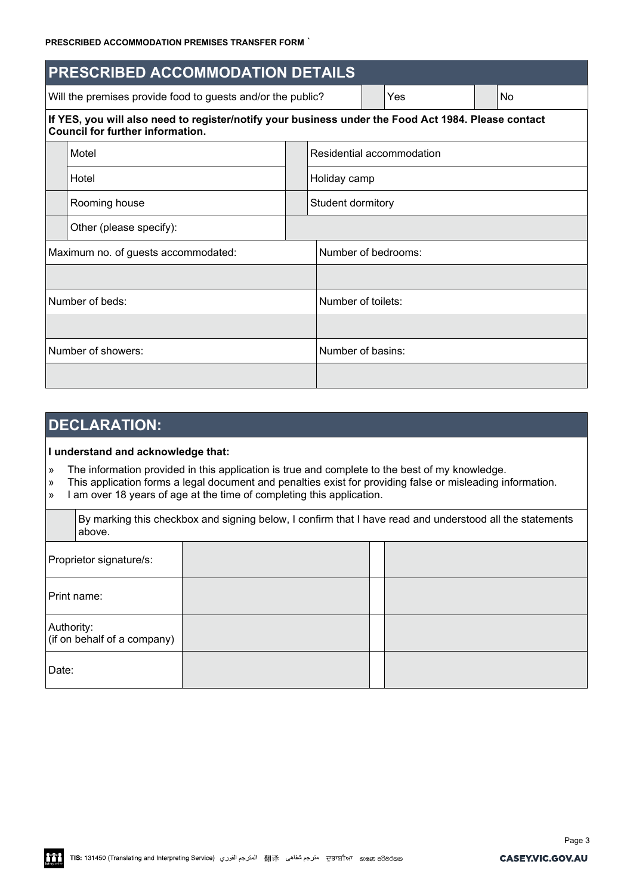## PRESCRIBED ACCOMMODATION DETAILS

| | | | | |
|---|---|---|---|---|
| Will the premises provide food to guests and/or the public? | | Yes | | No |

**If YES, you will also need to register/notify your business under the Food Act 1984. Please contact Council for further information.**

| | | | |
|---|---|---|---|
| | Motel | | Residential accommodation |
| | Hotel | | Holiday camp |
| | Rooming house | | Student dormitory |
| | Other (please specify): | | |

| | |
|---|---|
| Maximum no. of guests accommodated: | Number of bedrooms: |
| | |
| Number of beds: | Number of toilets: |
| | |
| Number of showers: | Number of basins: |
| | |

## DECLARATION:

**I understand and acknowledge that:**

» The information provided in this application is true and complete to the best of my knowledge.
» This application forms a legal document and penalties exist for providing false or misleading information.
» I am over 18 years of age at the time of completing this application.

| | |
|---|---|
| | By marking this checkbox and signing below, I confirm that I have read and understood all the statements above. |

| | | | |
|---|---|---|---|
| Proprietor signature/s: | | | |
| Print name: | | | |
| Authority: (if on behalf of a company) | | | |
| Date: | | | |

TIS: 131450 (Translating and Interpreting Service) المترجم الفوري 翻译 مترجم شفاهی ਦੁਭਾਸ਼ੀਆ භාෂා පරිවර්තක